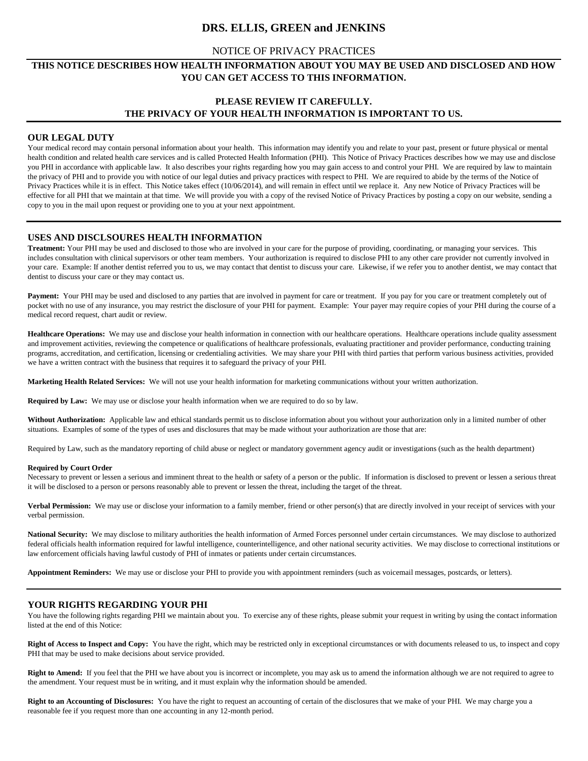# DRS. ELLIS, GREEN and JENKINS

NOTICE OF PRIVACY PRACTICES

**THIS NOTICE DESCRIBES HOW HEALTH INFORMATION ABOUT YOU MAY BE USED AND DISCLOSED AND HOW YOU CAN GET ACCESS TO THIS INFORMATION.**

**PLEASE REVIEW IT CAREFULLY.**
**THE PRIVACY OF YOUR HEALTH INFORMATION IS IMPORTANT TO US.**

## OUR LEGAL DUTY

Your medical record may contain personal information about your health. This information may identify you and relate to your past, present or future physical or mental health condition and related health care services and is called Protected Health Information (PHI). This Notice of Privacy Practices describes how we may use and disclose you PHI in accordance with applicable law. It also describes your rights regarding how you may gain access to and control your PHI. We are required by law to maintain the privacy of PHI and to provide you with notice of our legal duties and privacy practices with respect to PHI. We are required to abide by the terms of the Notice of Privacy Practices while it is in effect. This Notice takes effect (10/06/2014), and will remain in effect until we replace it. Any new Notice of Privacy Practices will be effective for all PHI that we maintain at that time. We will provide you with a copy of the revised Notice of Privacy Practices by posting a copy on our website, sending a copy to you in the mail upon request or providing one to you at your next appointment.

## USES AND DISCLSOURES HEALTH INFORMATION

**Treatment:** Your PHI may be used and disclosed to those who are involved in your care for the purpose of providing, coordinating, or managing your services. This includes consultation with clinical supervisors or other team members. Your authorization is required to disclose PHI to any other care provider not currently involved in your care. Example: If another dentist referred you to us, we may contact that dentist to discuss your care. Likewise, if we refer you to another dentist, we may contact that dentist to discuss your care or they may contact us.

**Payment:** Your PHI may be used and disclosed to any parties that are involved in payment for care or treatment. If you pay for you care or treatment completely out of pocket with no use of any insurance, you may restrict the disclosure of your PHI for payment. Example: Your payer may require copies of your PHI during the course of a medical record request, chart audit or review.

**Healthcare Operations:** We may use and disclose your health information in connection with our healthcare operations. Healthcare operations include quality assessment and improvement activities, reviewing the competence or qualifications of healthcare professionals, evaluating practitioner and provider performance, conducting training programs, accreditation, and certification, licensing or credentialing activities. We may share your PHI with third parties that perform various business activities, provided we have a written contract with the business that requires it to safeguard the privacy of your PHI.

**Marketing Health Related Services:** We will not use your health information for marketing communications without your written authorization.

**Required by Law:** We may use or disclose your health information when we are required to do so by law.

**Without Authorization:** Applicable law and ethical standards permit us to disclose information about you without your authorization only in a limited number of other situations. Examples of some of the types of uses and disclosures that may be made without your authorization are those that are:

Required by Law, such as the mandatory reporting of child abuse or neglect or mandatory government agency audit or investigations (such as the health department)

**Required by Court Order**

Necessary to prevent or lessen a serious and imminent threat to the health or safety of a person or the public. If information is disclosed to prevent or lessen a serious threat it will be disclosed to a person or persons reasonably able to prevent or lessen the threat, including the target of the threat.

**Verbal Permission:** We may use or disclose your information to a family member, friend or other person(s) that are directly involved in your receipt of services with your verbal permission.

**National Security:** We may disclose to military authorities the health information of Armed Forces personnel under certain circumstances. We may disclose to authorized federal officials health information required for lawful intelligence, counterintelligence, and other national security activities. We may disclose to correctional institutions or law enforcement officials having lawful custody of PHI of inmates or patients under certain circumstances.

**Appointment Reminders:** We may use or disclose your PHI to provide you with appointment reminders (such as voicemail messages, postcards, or letters).

## YOUR RIGHTS REGARDING YOUR PHI

You have the following rights regarding PHI we maintain about you. To exercise any of these rights, please submit your request in writing by using the contact information listed at the end of this Notice:

**Right of Access to Inspect and Copy:** You have the right, which may be restricted only in exceptional circumstances or with documents released to us, to inspect and copy PHI that may be used to make decisions about service provided.

**Right to Amend:** If you feel that the PHI we have about you is incorrect or incomplete, you may ask us to amend the information although we are not required to agree to the amendment. Your request must be in writing, and it must explain why the information should be amended.

**Right to an Accounting of Disclosures:** You have the right to request an accounting of certain of the disclosures that we make of your PHI. We may charge you a reasonable fee if you request more than one accounting in any 12-month period.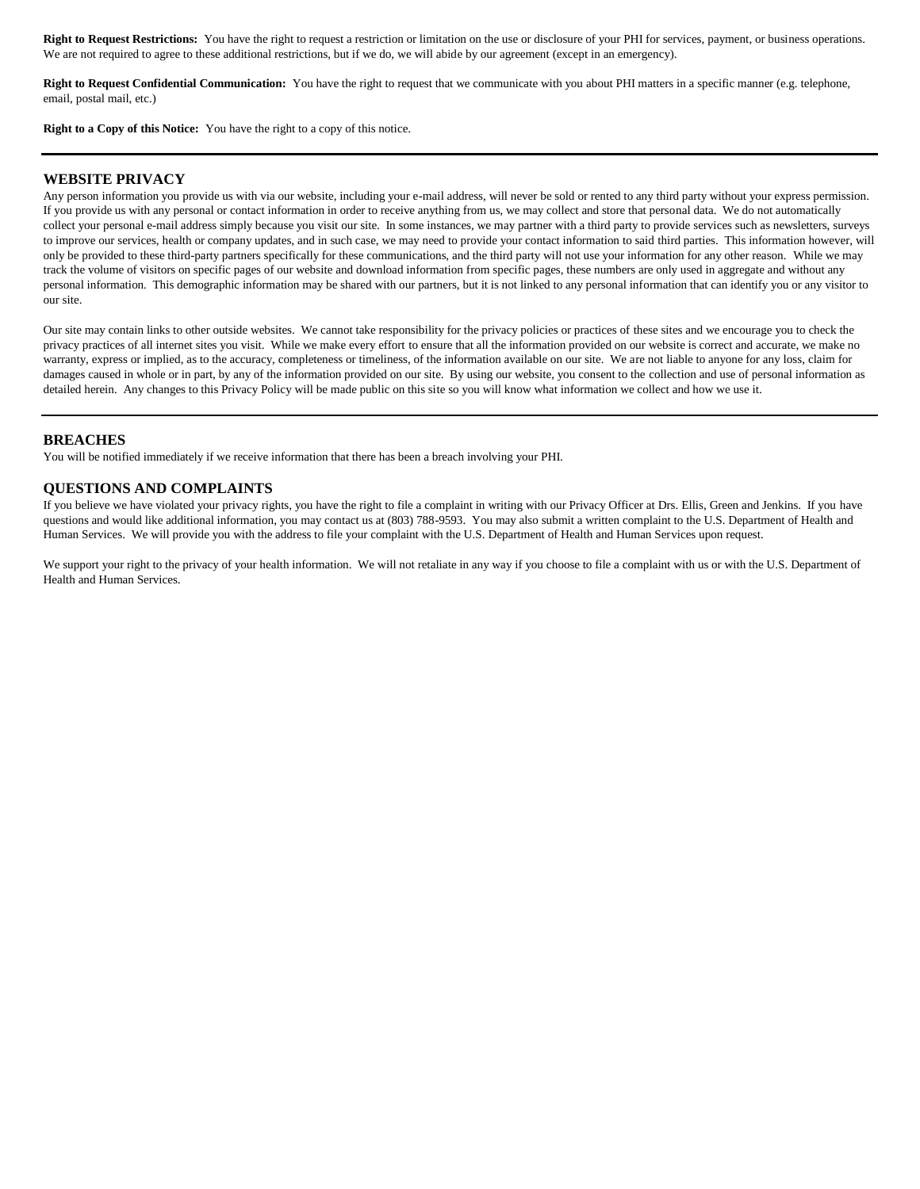**Right to Request Restrictions:** You have the right to request a restriction or limitation on the use or disclosure of your PHI for services, payment, or business operations. We are not required to agree to these additional restrictions, but if we do, we will abide by our agreement (except in an emergency).

**Right to Request Confidential Communication:** You have the right to request that we communicate with you about PHI matters in a specific manner (e.g. telephone, email, postal mail, etc.)

**Right to a Copy of this Notice:** You have the right to a copy of this notice.

---

## WEBSITE PRIVACY

Any person information you provide us with via our website, including your e-mail address, will never be sold or rented to any third party without your express permission. If you provide us with any personal or contact information in order to receive anything from us, we may collect and store that personal data. We do not automatically collect your personal e-mail address simply because you visit our site. In some instances, we may partner with a third party to provide services such as newsletters, surveys to improve our services, health or company updates, and in such case, we may need to provide your contact information to said third parties. This information however, will only be provided to these third-party partners specifically for these communications, and the third party will not use your information for any other reason. While we may track the volume of visitors on specific pages of our website and download information from specific pages, these numbers are only used in aggregate and without any personal information. This demographic information may be shared with our partners, but it is not linked to any personal information that can identify you or any visitor to our site.

Our site may contain links to other outside websites. We cannot take responsibility for the privacy policies or practices of these sites and we encourage you to check the privacy practices of all internet sites you visit. While we make every effort to ensure that all the information provided on our website is correct and accurate, we make no warranty, express or implied, as to the accuracy, completeness or timeliness, of the information available on our site. We are not liable to anyone for any loss, claim for damages caused in whole or in part, by any of the information provided on our site. By using our website, you consent to the collection and use of personal information as detailed herein. Any changes to this Privacy Policy will be made public on this site so you will know what information we collect and how we use it.

---

## BREACHES

You will be notified immediately if we receive information that there has been a breach involving your PHI.

## QUESTIONS AND COMPLAINTS

If you believe we have violated your privacy rights, you have the right to file a complaint in writing with our Privacy Officer at Drs. Ellis, Green and Jenkins. If you have questions and would like additional information, you may contact us at (803) 788-9593. You may also submit a written complaint to the U.S. Department of Health and Human Services. We will provide you with the address to file your complaint with the U.S. Department of Health and Human Services upon request.

We support your right to the privacy of your health information. We will not retaliate in any way if you choose to file a complaint with us or with the U.S. Department of Health and Human Services.